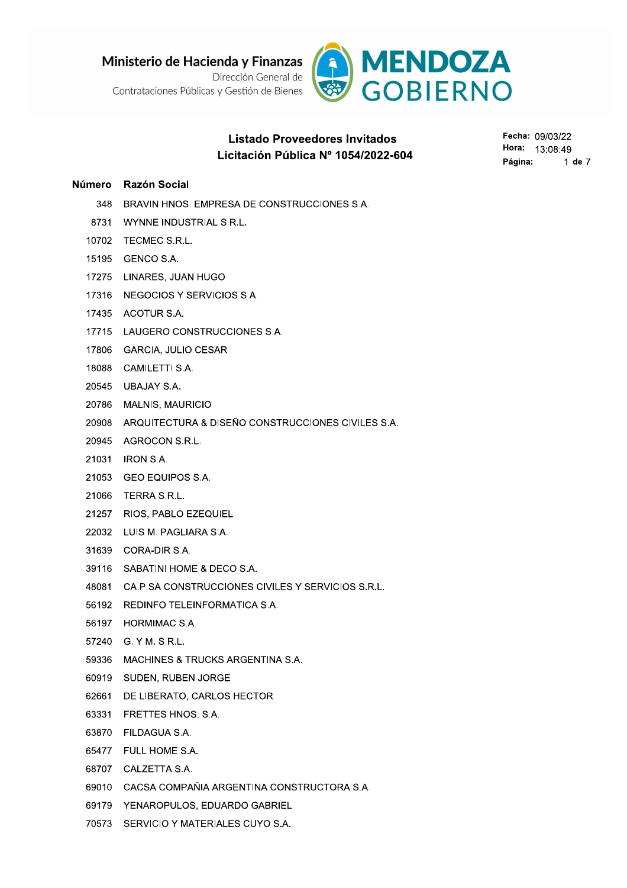Ministerio de Hacienda y Finanzas
Dirección General de Contrataciones Públicas y Gestión de Bienes

MENDOZA GOBIERNO

## Listado Proveedores Invitados
## Licitación Pública Nº 1054/2022-604

**Fecha:** 09/03/22
**Hora:** 13:08:49

| Número | Razón Social |
|---|---|
| 348 | BRAVIN HNOS. EMPRESA DE CONSTRUCCIONES S.A. |
| 8731 | WYNNE INDUSTRIAL S.R.L. |
| 10702 | TECMEC S.R.L. |
| 15195 | GENCO S.A. |
| 17275 | LINARES, JUAN HUGO |
| 17316 | NEGOCIOS Y SERVICIOS S.A. |
| 17435 | ACOTUR S.A. |
| 17715 | LAUGERO CONSTRUCCIONES S.A. |
| 17806 | GARCIA, JULIO CESAR |
| 18088 | CAMILETTI S.A. |
| 20545 | UBAJAY S.A. |
| 20786 | MALNIS, MAURICIO |
| 20908 | ARQUITECTURA & DISEÑO CONSTRUCCIONES CIVILES S.A. |
| 20945 | AGROCON S.R.L. |
| 21031 | IRON S.A. |
| 21053 | GEO EQUIPOS S.A. |
| 21066 | TERRA S.R.L. |
| 21257 | RIOS, PABLO EZEQUIEL |
| 22032 | LUIS M. PAGLIARA S.A. |
| 31639 | CORA-DIR S.A. |
| 39116 | SABATINI HOME & DECO S.A. |
| 48081 | CA.P.SA CONSTRUCCIONES CIVILES Y SERVICIOS S.R.L. |
| 56192 | REDINFO TELEINFORMATICA S.A. |
| 56197 | HORMIMAC S.A. |
| 57240 | G. Y M. S.R.L. |
| 59336 | MACHINES & TRUCKS ARGENTINA S.A. |
| 60919 | SUDEN, RUBEN JORGE |
| 62661 | DE LIBERATO, CARLOS HECTOR |
| 63331 | FRETTES HNOS. S.A. |
| 63870 | FILDAGUA S.A. |
| 65477 | FULL HOME S.A. |
| 68707 | CALZETTA S.A. |
| 69010 | CACSA COMPAÑIA ARGENTINA CONSTRUCTORA S.A. |
| 69179 | YENAROPULOS, EDUARDO GABRIEL |
| 70573 | SERVICIO Y MATERIALES CUYO S.A. |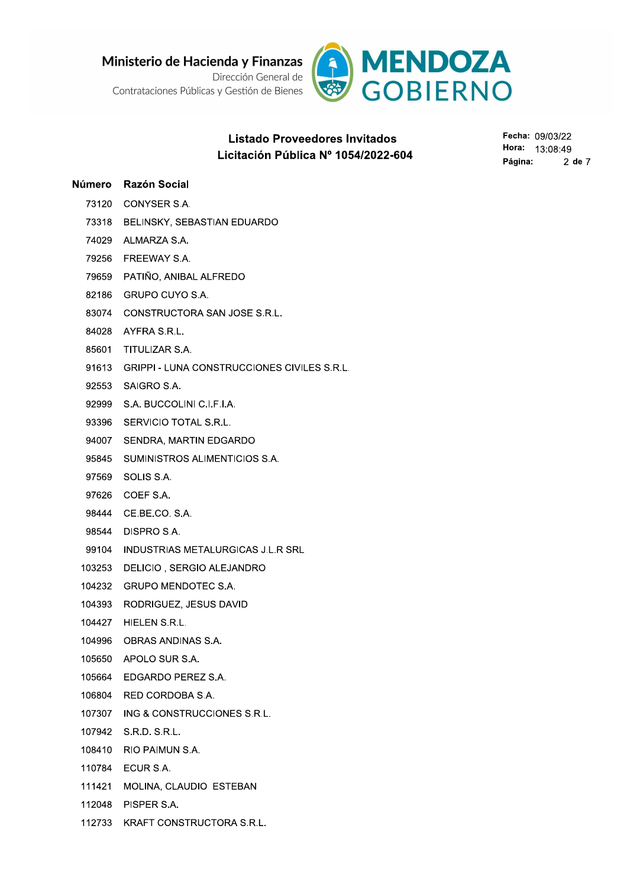Ministerio de Hacienda y Finanzas
Dirección General de
Contrataciones Públicas y Gestión de Bienes

MENDOZA GOBIERNO

## Listado Proveedores Invitados
## Licitación Pública Nº 1054/2022-604

**Fecha:** 09/03/22
**Hora:** 13:08:49

| Número | Razón Social |
|---|---|
| 73120 | CONYSER S.A. |
| 73318 | BELINSKY, SEBASTIAN EDUARDO |
| 74029 | ALMARZA S.A. |
| 79256 | FREEWAY S.A. |
| 79659 | PATIÑO, ANIBAL ALFREDO |
| 82186 | GRUPO CUYO S.A. |
| 83074 | CONSTRUCTORA SAN JOSE S.R.L. |
| 84028 | AYFRA S.R.L. |
| 85601 | TITULIZAR S.A. |
| 91613 | GRIPPI - LUNA CONSTRUCCIONES CIVILES S.R.L. |
| 92553 | SAIGRO S.A. |
| 92999 | S.A. BUCCOLINI C.I.F.I.A. |
| 93396 | SERVICIO TOTAL S.R.L. |
| 94007 | SENDRA, MARTIN EDGARDO |
| 95845 | SUMINISTROS ALIMENTICIOS S.A. |
| 97569 | SOLIS S.A. |
| 97626 | COEF S.A. |
| 98444 | CE.BE.CO. S.A. |
| 98544 | DISPRO S.A. |
| 99104 | INDUSTRIAS METALURGICAS J.L.R SRL |
| 103253 | DELICIO , SERGIO ALEJANDRO |
| 104232 | GRUPO MENDOTEC S.A. |
| 104393 | RODRIGUEZ, JESUS DAVID |
| 104427 | HIELEN S.R.L. |
| 104996 | OBRAS ANDINAS S.A. |
| 105650 | APOLO SUR S.A. |
| 105664 | EDGARDO PEREZ S.A. |
| 106804 | RED CORDOBA S.A. |
| 107307 | ING & CONSTRUCCIONES S.R.L. |
| 107942 | S.R.D. S.R.L. |
| 108410 | RIO PAIMUN S.A. |
| 110784 | ECUR S.A. |
| 111421 | MOLINA, CLAUDIO ESTEBAN |
| 112048 | PISPER S.A. |
| 112733 | KRAFT CONSTRUCTORA S.R.L. |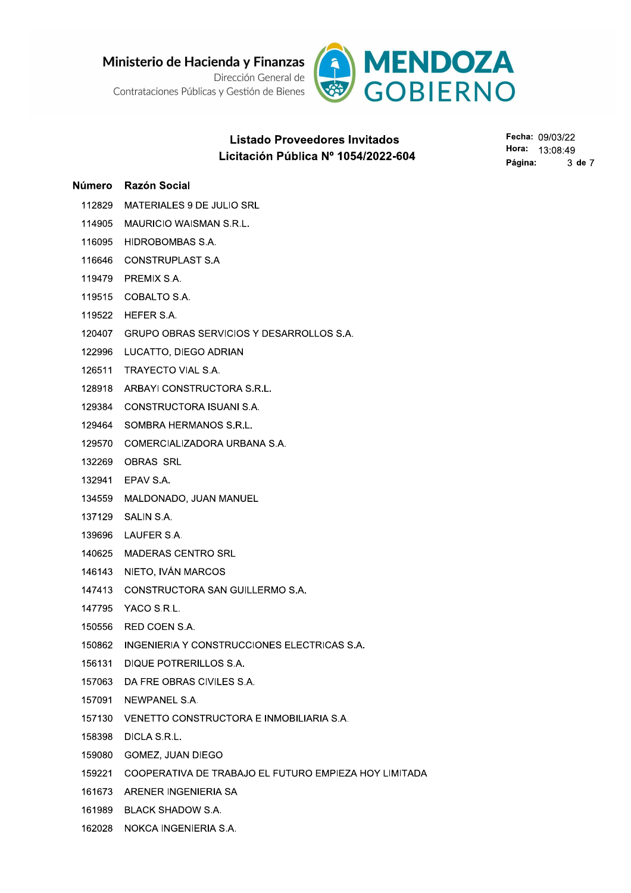Ministerio de Hacienda y Finanzas
Dirección General de
Contrataciones Públicas y Gestión de Bienes

MENDOZA GOBIERNO

## Listado Proveedores Invitados
## Licitación Pública Nº 1054/2022-604

**Fecha:** 09/03/22
**Hora:** 13:08:49

| Número | Razón Social |
|---|---|
| 112829 | MATERIALES 9 DE JULIO SRL |
| 114905 | MAURICIO WAISMAN S.R.L. |
| 116095 | HIDROBOMBAS S.A. |
| 116646 | CONSTRUPLAST S.A |
| 119479 | PREMIX S.A. |
| 119515 | COBALTO S.A. |
| 119522 | HEFER S.A. |
| 120407 | GRUPO OBRAS SERVICIOS Y DESARROLLOS S.A. |
| 122996 | LUCATTO, DIEGO ADRIAN |
| 126511 | TRAYECTO VIAL S.A. |
| 128918 | ARBAYI CONSTRUCTORA S.R.L. |
| 129384 | CONSTRUCTORA ISUANI S.A. |
| 129464 | SOMBRA HERMANOS S.R.L. |
| 129570 | COMERCIALIZADORA URBANA S.A. |
| 132269 | OBRAS SRL |
| 132941 | EPAV S.A. |
| 134559 | MALDONADO, JUAN MANUEL |
| 137129 | SALIN S.A. |
| 139696 | LAUFER S.A. |
| 140625 | MADERAS CENTRO SRL |
| 146143 | NIETO, IVÁN MARCOS |
| 147413 | CONSTRUCTORA SAN GUILLERMO S.A. |
| 147795 | YACO S.R.L. |
| 150556 | RED COEN S.A. |
| 150862 | INGENIERIA Y CONSTRUCCIONES ELECTRICAS S.A. |
| 156131 | DIQUE POTRERILLOS S.A. |
| 157063 | DA FRE OBRAS CIVILES S.A. |
| 157091 | NEWPANEL S.A. |
| 157130 | VENETTO CONSTRUCTORA E INMOBILIARIA S.A. |
| 158398 | DICLA S.R.L. |
| 159080 | GOMEZ, JUAN DIEGO |
| 159221 | COOPERATIVA DE TRABAJO EL FUTURO EMPIEZA HOY LIMITADA |
| 161673 | ARENER INGENIERIA SA |
| 161989 | BLACK SHADOW S.A. |
| 162028 | NOKCA INGENIERIA S.A. |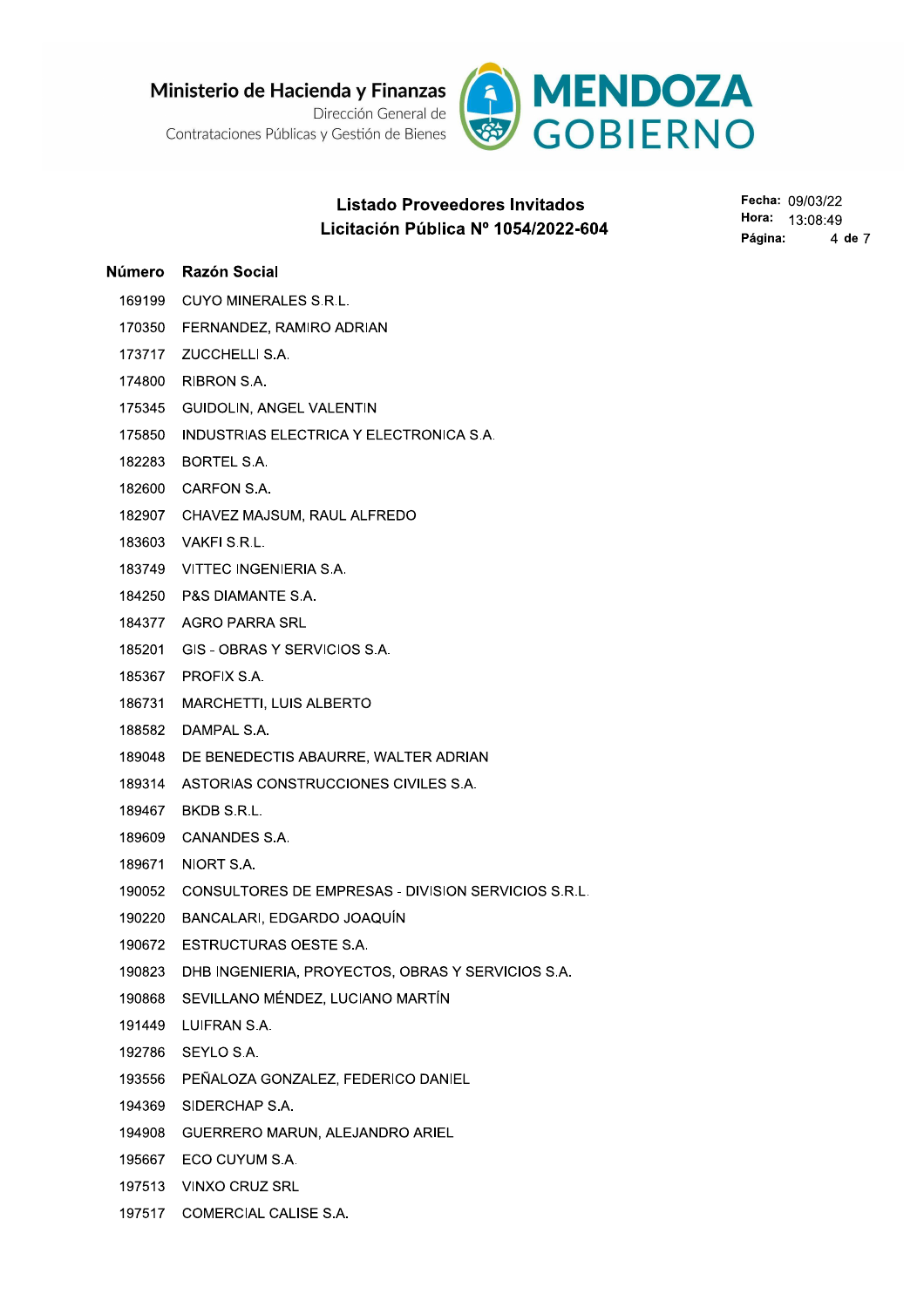Ministerio de Hacienda y Finanzas
Dirección General de Contrataciones Públicas y Gestión de Bienes

MENDOZA GOBIERNO

## Listado Proveedores Invitados
## Licitación Pública Nº 1054/2022-604

**Fecha:** 09/03/22
**Hora:** 13:08:49

| Número | Razón Social |
|---|---|
| 169199 | CUYO MINERALES S.R.L. |
| 170350 | FERNANDEZ, RAMIRO ADRIAN |
| 173717 | ZUCCHELLI S.A. |
| 174800 | RIBRON S.A. |
| 175345 | GUIDOLIN, ANGEL VALENTIN |
| 175850 | INDUSTRIAS ELECTRICA Y ELECTRONICA S.A. |
| 182283 | BORTEL S.A. |
| 182600 | CARFON S.A. |
| 182907 | CHAVEZ MAJSUM, RAUL ALFREDO |
| 183603 | VAKFI S.R.L. |
| 183749 | VITTEC INGENIERIA S.A. |
| 184250 | P&S DIAMANTE S.A. |
| 184377 | AGRO PARRA SRL |
| 185201 | GIS - OBRAS Y SERVICIOS S.A. |
| 185367 | PROFIX S.A. |
| 186731 | MARCHETTI, LUIS ALBERTO |
| 188582 | DAMPAL S.A. |
| 189048 | DE BENEDECTIS ABAURRE, WALTER ADRIAN |
| 189314 | ASTORIAS CONSTRUCCIONES CIVILES S.A. |
| 189467 | BKDB S.R.L. |
| 189609 | CANANDES S.A. |
| 189671 | NIORT S.A. |
| 190052 | CONSULTORES DE EMPRESAS - DIVISION SERVICIOS S.R.L. |
| 190220 | BANCALARI, EDGARDO JOAQUÍN |
| 190672 | ESTRUCTURAS OESTE S.A. |
| 190823 | DHB INGENIERIA, PROYECTOS, OBRAS Y SERVICIOS S.A. |
| 190868 | SEVILLANO MÉNDEZ, LUCIANO MARTÍN |
| 191449 | LUIFRAN S.A. |
| 192786 | SEYLO S.A. |
| 193556 | PEÑALOZA GONZALEZ, FEDERICO DANIEL |
| 194369 | SIDERCHAP S.A. |
| 194908 | GUERRERO MARUN, ALEJANDRO ARIEL |
| 195667 | ECO CUYUM S.A. |
| 197513 | VINXO CRUZ SRL |
| 197517 | COMERCIAL CALISE S.A. |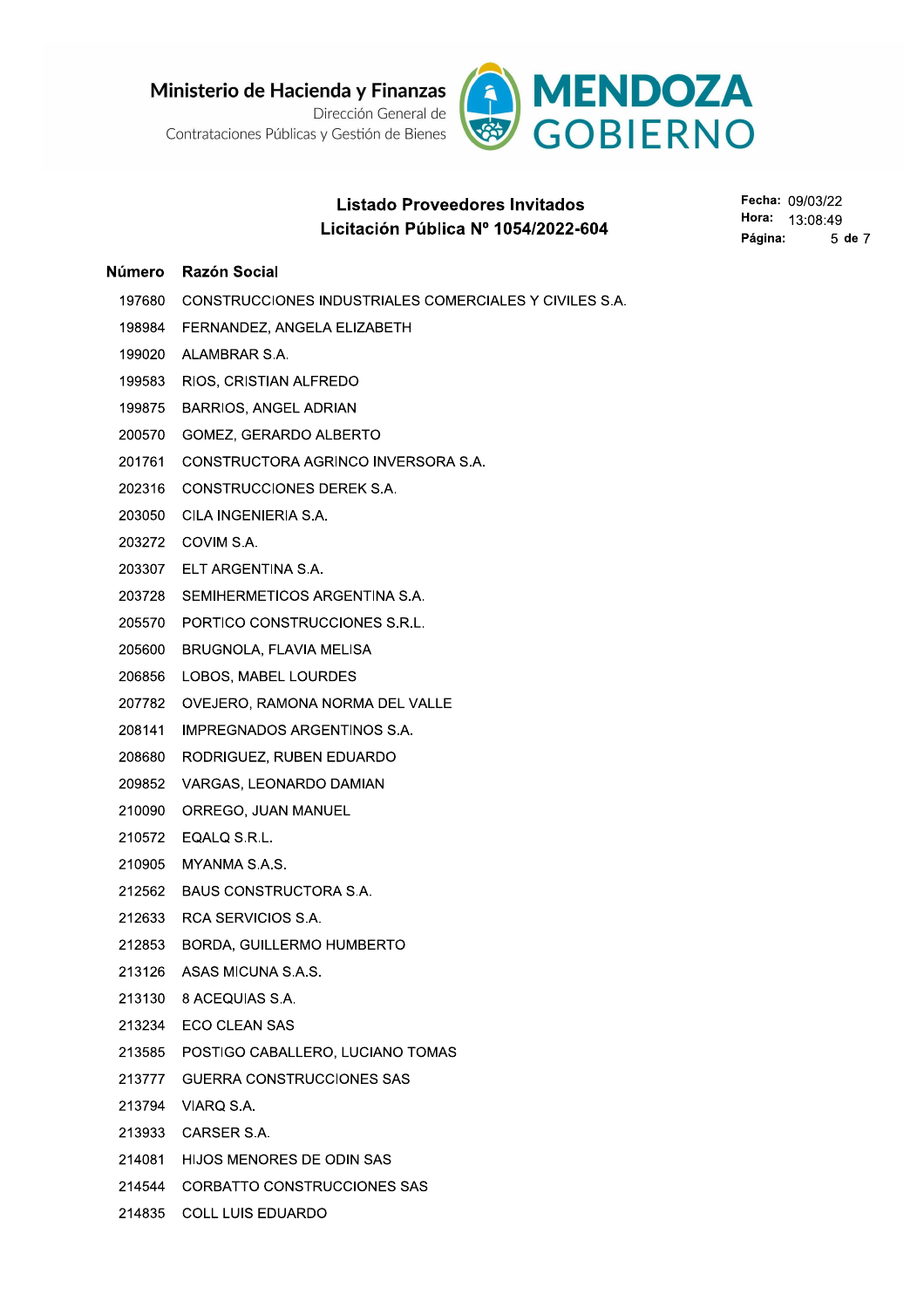Ministerio de Hacienda y Finanzas
Dirección General de Contrataciones Públicas y Gestión de Bienes

MENDOZA GOBIERNO

## Listado Proveedores Invitados
## Licitación Pública Nº 1054/2022-604

**Fecha:** 09/03/22
**Hora:** 13:08:49

| Número | Razón Social |
|---|---|
| 197680 | CONSTRUCCIONES INDUSTRIALES COMERCIALES Y CIVILES S.A. |
| 198984 | FERNANDEZ, ANGELA ELIZABETH |
| 199020 | ALAMBRAR S.A. |
| 199583 | RIOS, CRISTIAN ALFREDO |
| 199875 | BARRIOS, ANGEL ADRIAN |
| 200570 | GOMEZ, GERARDO ALBERTO |
| 201761 | CONSTRUCTORA AGRINCO INVERSORA S.A. |
| 202316 | CONSTRUCCIONES DEREK S.A. |
| 203050 | CILA INGENIERIA S.A. |
| 203272 | COVIM S.A. |
| 203307 | ELT ARGENTINA S.A. |
| 203728 | SEMIHERMETICOS ARGENTINA S.A. |
| 205570 | PORTICO CONSTRUCCIONES S.R.L. |
| 205600 | BRUGNOLA, FLAVIA MELISA |
| 206856 | LOBOS, MABEL LOURDES |
| 207782 | OVEJERO, RAMONA NORMA DEL VALLE |
| 208141 | IMPREGNADOS ARGENTINOS S.A. |
| 208680 | RODRIGUEZ, RUBEN EDUARDO |
| 209852 | VARGAS, LEONARDO DAMIAN |
| 210090 | ORREGO, JUAN MANUEL |
| 210572 | EQALQ S.R.L. |
| 210905 | MYANMA S.A.S. |
| 212562 | BAUS CONSTRUCTORA S.A. |
| 212633 | RCA SERVICIOS S.A. |
| 212853 | BORDA, GUILLERMO HUMBERTO |
| 213126 | ASAS MICUNA S.A.S. |
| 213130 | 8 ACEQUIAS S.A. |
| 213234 | ECO CLEAN SAS |
| 213585 | POSTIGO CABALLERO, LUCIANO TOMAS |
| 213777 | GUERRA CONSTRUCCIONES SAS |
| 213794 | VIARQ S.A. |
| 213933 | CARSER S.A. |
| 214081 | HIJOS MENORES DE ODIN SAS |
| 214544 | CORBATTO CONSTRUCCIONES SAS |
| 214835 | COLL LUIS EDUARDO |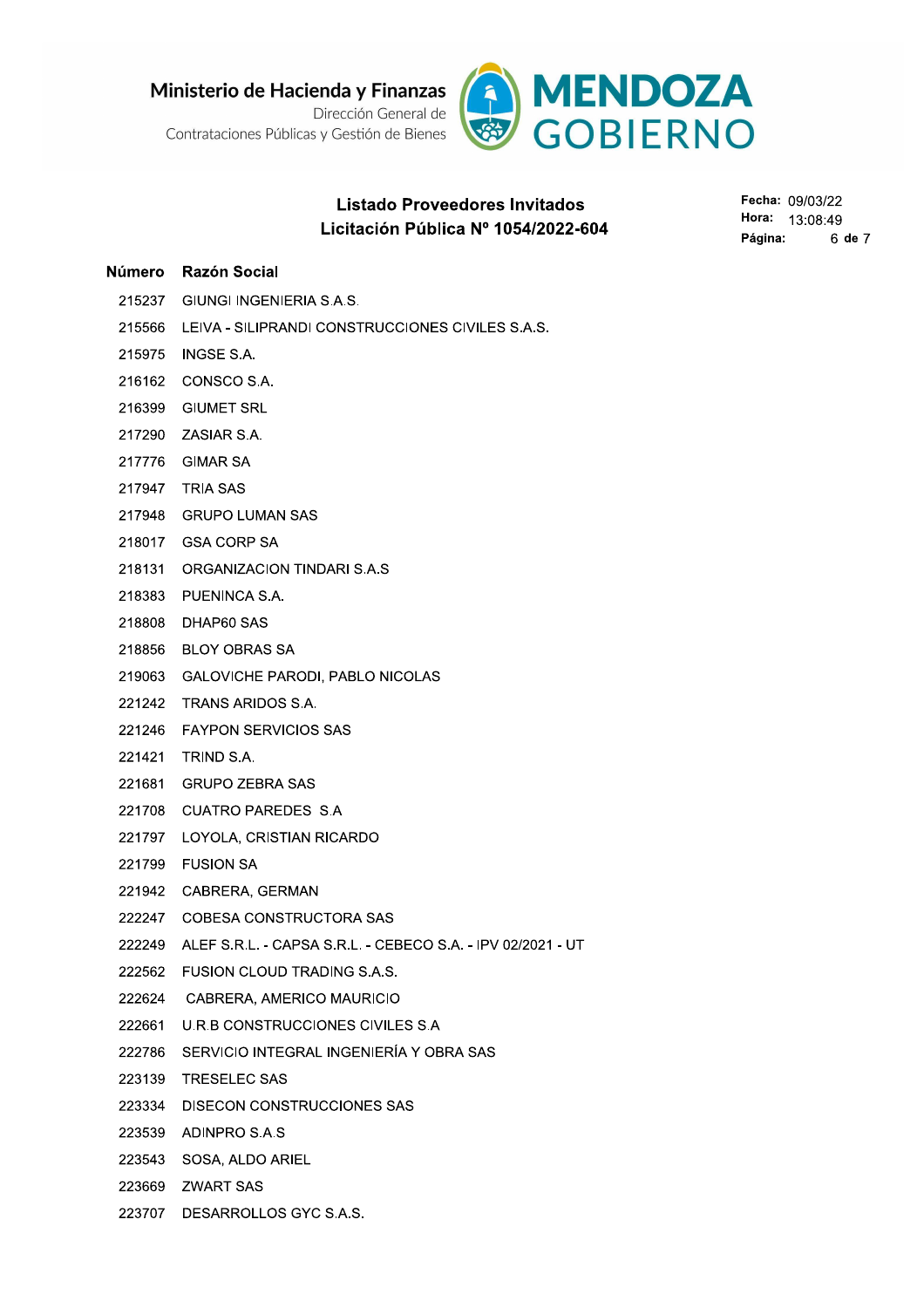Ministerio de Hacienda y Finanzas
Dirección General de Contrataciones Públicas y Gestión de Bienes

MENDOZA GOBIERNO

## Listado Proveedores Invitados
## Licitación Pública Nº 1054/2022-604

**Fecha:** 09/03/22
**Hora:** 13:08:49

| Número | Razón Social |
|---|---|
| 215237 | GIUNGI INGENIERIA S.A.S. |
| 215566 | LEIVA - SILIPRANDI CONSTRUCCIONES CIVILES S.A.S. |
| 215975 | INGSE S.A. |
| 216162 | CONSCO S.A. |
| 216399 | GIUMET SRL |
| 217290 | ZASIAR S.A. |
| 217776 | GIMAR SA |
| 217947 | TRIA SAS |
| 217948 | GRUPO LUMAN SAS |
| 218017 | GSA CORP SA |
| 218131 | ORGANIZACION TINDARI S.A.S |
| 218383 | PUENINCA S.A. |
| 218808 | DHAP60 SAS |
| 218856 | BLOY OBRAS SA |
| 219063 | GALOVICHE PARODI, PABLO NICOLAS |
| 221242 | TRANS ARIDOS S.A. |
| 221246 | FAYPON SERVICIOS SAS |
| 221421 | TRIND S.A. |
| 221681 | GRUPO ZEBRA SAS |
| 221708 | CUATRO PAREDES S.A |
| 221797 | LOYOLA, CRISTIAN RICARDO |
| 221799 | FUSION SA |
| 221942 | CABRERA, GERMAN |
| 222247 | COBESA CONSTRUCTORA SAS |
| 222249 | ALEF S.R.L. - CAPSA S.R.L. - CEBECO S.A. - IPV 02/2021 - UT |
| 222562 | FUSION CLOUD TRADING S.A.S. |
| 222624 | CABRERA, AMERICO MAURICIO |
| 222661 | U.R.B CONSTRUCCIONES CIVILES S.A |
| 222786 | SERVICIO INTEGRAL INGENIERÍA Y OBRA SAS |
| 223139 | TRESELEC SAS |
| 223334 | DISECON CONSTRUCCIONES SAS |
| 223539 | ADINPRO S.A.S |
| 223543 | SOSA, ALDO ARIEL |
| 223669 | ZWART SAS |
| 223707 | DESARROLLOS GYC S.A.S. |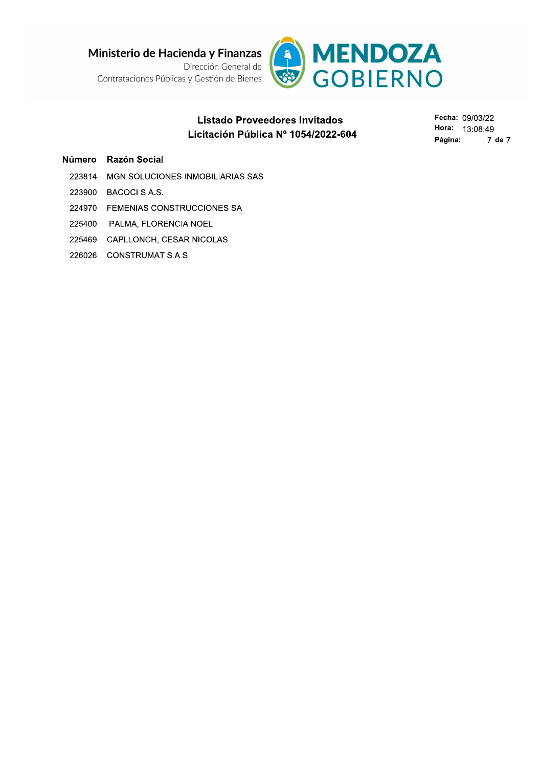## Listado Proveedores Invitados
## Licitación Pública Nº 1054/2022-604

**Fecha:** 09/03/22
**Hora:** 13:08:49

| Número | Razón Social |
| --- | --- |
| 223814 | MGN SOLUCIONES INMOBILIARIAS SAS |
| 223900 | BACOCI S.A.S. |
| 224970 | FEMENIAS CONSTRUCCIONES SA |
| 225400 | PALMA, FLORENCIA NOELI |
| 225469 | CAPLLONCH, CESAR NICOLAS |
| 226026 | CONSTRUMAT S.A.S |